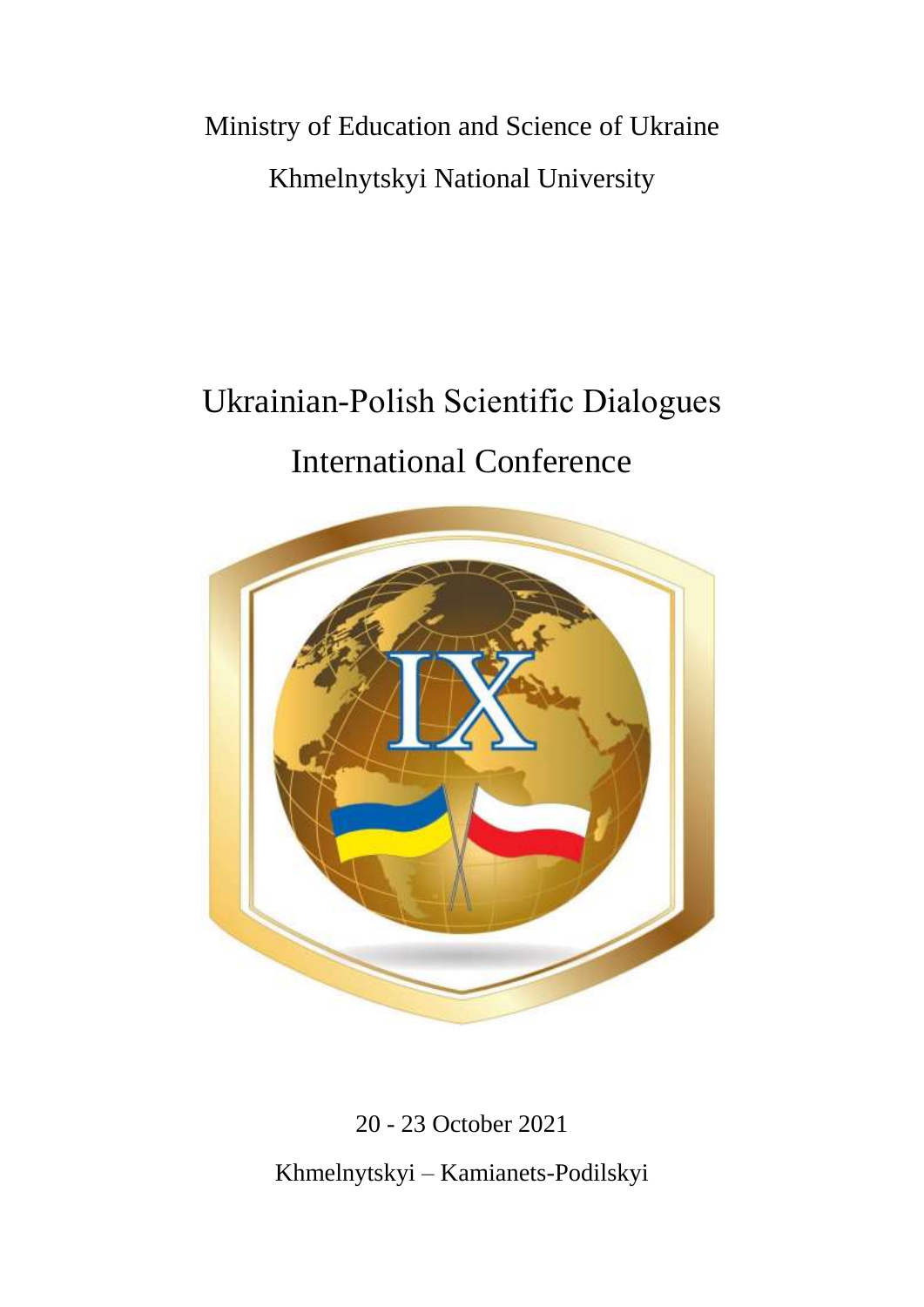Ministry of Education and Science of Ukraine

Khmelnytskyi National University

# Ukrainian-Polish Scientific Dialogues

# International Conference

20 - 23 October 2021

Khmelnytskyi – Kamianets-Podilskyi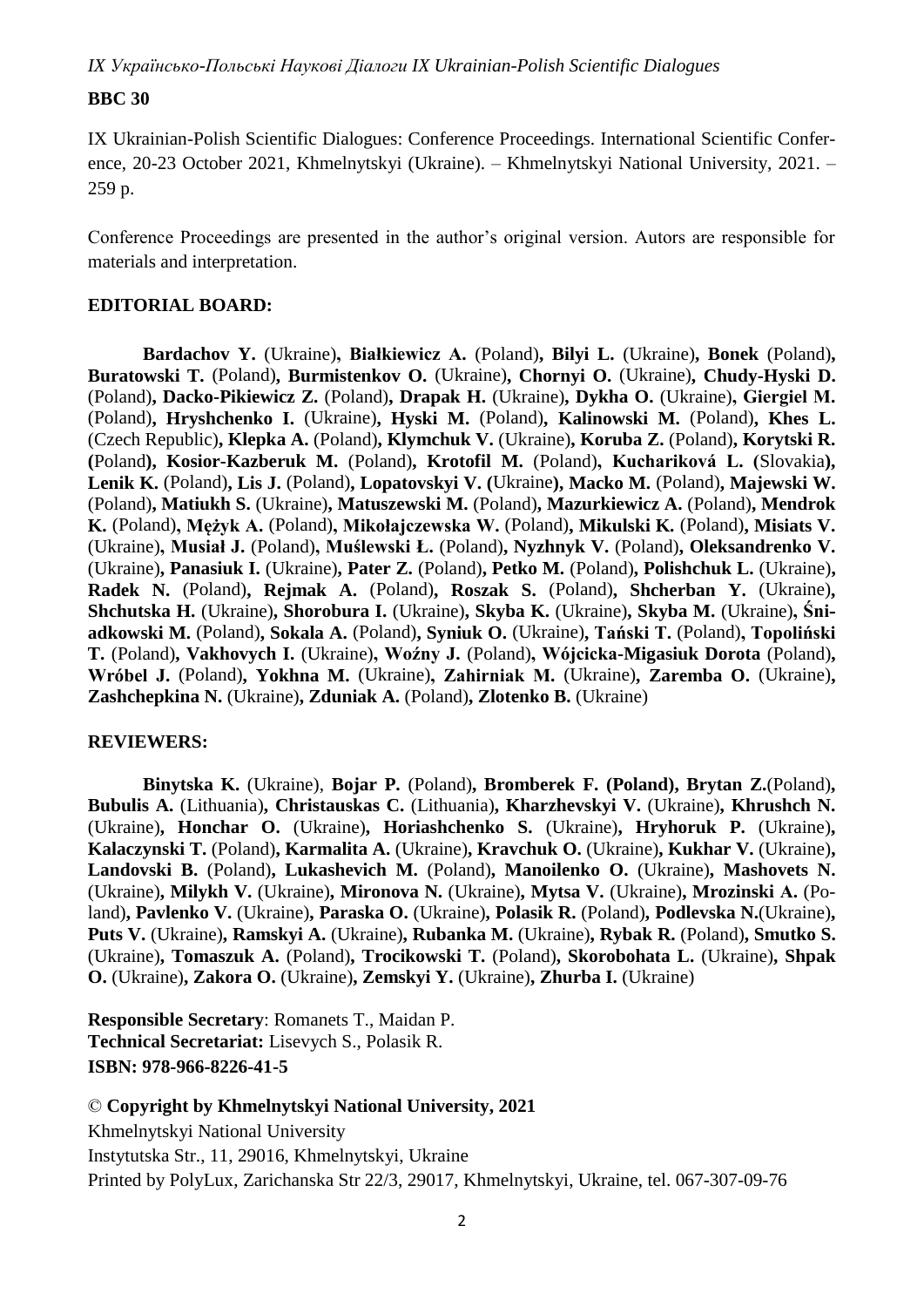**BBC 30**

IX Ukrainian-Polish Scientific Dialogues: Conference Proceedings. International Scientific Conference, 20-23 October 2021, Khmelnytskyi (Ukraine). – Khmelnytskyi National University, 2021. – 259 p.

Conference Proceedings are presented in the author's original version. Autors are responsible for materials and interpretation.

**EDITORIAL BOARD:**

**Bardachov Y.** (Ukraine)**, Białkiewicz A.** (Poland)**, Bilyi L.** (Ukraine)**, Bonek** (Poland)**, Buratowski T.** (Poland)**, Burmistenkov O.** (Ukraine)**, Chornyi O.** (Ukraine)**, Chudy-Hyski D.** (Poland)**, Dacko-Pikiewicz Z.** (Poland)**, Drapak H.** (Ukraine)**, Dykha O.** (Ukraine)**, Giergiel M.** (Poland)**, Hryshchenko I.** (Ukraine)**, Hyski M.** (Poland)**, Kalinowski M.** (Poland)**, Khes L.** (Czech Republic)**, Klepka A.** (Poland)**, Klymchuk V.** (Ukraine)**, Koruba Z.** (Poland)**, Korytski R. (**Poland**), Kosior-Kazberuk M.** (Poland)**, Krotofil M.** (Poland)**, Kuchariková L. (**Slovakia**), Lenik K.** (Poland)**, Lis J.** (Poland)**, Lopatovskyi V. (**Ukraine**), Macko M.** (Poland)**, Majewski W.** (Poland)**, Matiukh S.** (Ukraine)**, Matuszewski M.** (Poland)**, Mazurkiewicz A.** (Poland)**, Mendrok K.** (Poland)**, Mężyk A.** (Poland)**, Mikołajczewska W.** (Poland)**, Mikulski K.** (Poland)**, Misiats V.** (Ukraine)**, Musiał J.** (Poland)**, Muślewski Ł.** (Poland)**, Nyzhnyk V.** (Poland)**, Oleksandrenko V.** (Ukraine)**, Panasiuk I.** (Ukraine)**, Pater Z.** (Poland)**, Petko M.** (Poland)**, Polishchuk L.** (Ukraine)**, Radek N.** (Poland)**, Rejmak A.** (Poland)**, Roszak S.** (Poland)**, Shcherban Y.** (Ukraine)**, Shchutska H.** (Ukraine)**, Shorobura I.** (Ukraine)**, Skyba K.** (Ukraine)**, Skyba M.** (Ukraine)**, Śniadkowski M.** (Poland)**, Sokala A.** (Poland)**, Syniuk O.** (Ukraine)**, Tański T.** (Poland)**, Topoliński T.** (Poland)**, Vakhovych I.** (Ukraine)**, Woźny J.** (Poland)**, Wójcicka-Migasiuk Dorota** (Poland)**, Wróbel J.** (Poland)**, Yokhna M.** (Ukraine)**, Zahirniak M.** (Ukraine)**, Zaremba O.** (Ukraine)**, Zashchepkina N.** (Ukraine)**, Zduniak A.** (Poland)**, Zlotenko B.** (Ukraine)

**REVIEWERS:**

**Binytska K.** (Ukraine), **Bojar P.** (Poland)**, Bromberek F. (Poland), Brytan Z.**(Poland)**, Bubulis A.** (Lithuania)**, Christauskas C.** (Lithuania)**, Kharzhevskyi V.** (Ukraine)**, Khrushch N.** (Ukraine)**, Honchar O.** (Ukraine)**, Horiashchenko S.** (Ukraine)**, Hryhoruk P.** (Ukraine)**, Kalaczynski T.** (Poland)**, Karmalita A.** (Ukraine)**, Kravchuk O.** (Ukraine)**, Kukhar V.** (Ukraine)**, Landovski B.** (Poland)**, Lukashevich M.** (Poland)**, Manoilenko O.** (Ukraine)**, Mashovets N.** (Ukraine)**, Milykh V.** (Ukraine)**, Mironova N.** (Ukraine)**, Mytsa V.** (Ukraine)**, Mrozinski A.** (Poland)**, Pavlenko V.** (Ukraine)**, Paraska O.** (Ukraine)**, Polasik R.** (Poland)**, Podlevska N.**(Ukraine)**, Puts V.** (Ukraine)**, Ramskyi A.** (Ukraine)**, Rubanka M.** (Ukraine)**, Rybak R.** (Poland)**, Smutko S.** (Ukraine)**, Tomaszuk A.** (Poland)**, Trocikowski T.** (Poland)**, Skorobohata L.** (Ukraine)**, Shpak O.** (Ukraine)**, Zakora O.** (Ukraine)**, Zemskyi Y.** (Ukraine)**, Zhurba I.** (Ukraine)

**Responsible Secretary**: Romanets T., Maidan P.
**Technical Secretariat:** Lisevych S., Polasik R.
**ISBN: 978-966-8226-41-5**

© **Copyright by Khmelnytskyi National University, 2021**
Khmelnytskyi National University
Instytutska Str., 11, 29016, Khmelnytskyi, Ukraine
Printed by PolyLux, Zarichanska Str 22/3, 29017, Khmelnytskyi, Ukraine, tel. 067-307-09-76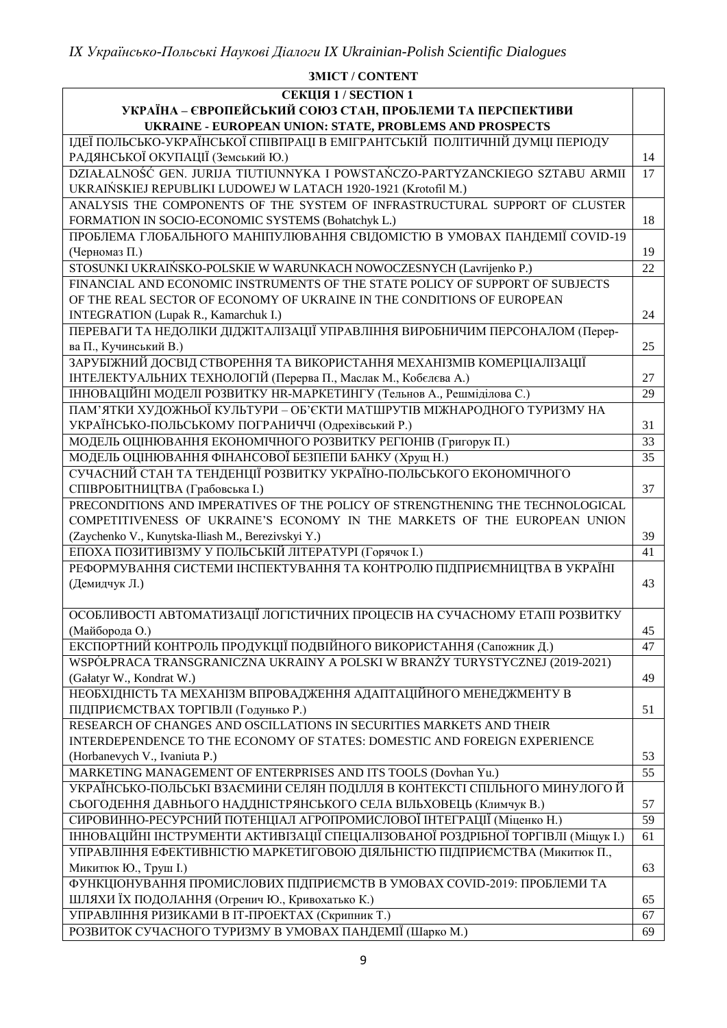**ЗМІСТ / CONTENT**

| СЕКЦІЯ 1 / SECTION 1<br>УКРАЇНА – ЄВРОПЕЙСЬКИЙ СОЮЗ СТАН, ПРОБЛЕМИ ТА ПЕРСПЕКТИВИ<br>UKRAINE - EUROPEAN UNION: STATE, PROBLEMS AND PROSPECTS | |
|---|---|
| ІДЕЇ ПОЛЬСЬКО-УКРАЇНСЬКОЇ СПІВПРАЦІ В ЕМІГРАНТСЬКІЙ ПОЛІТИЧНІЙ ДУМЦІ ПЕРІОДУ РАДЯНСЬКОЇ ОКУПАЦІЇ (Земський Ю.) | 14 |
| DZIAŁALNOŚĆ GEN. JURIJA TIUTIUNNYKA I POWSTAŃCZO-PARTYZANCKIEGO SZTABU ARMII UKRAIŃSKIEJ REPUBLIKI LUDOWEJ W LATACH 1920-1921 (Krotofil M.) | 17 |
| ANALYSIS THE COMPONENTS OF THE SYSTEM OF INFRASTRUCTURAL SUPPORT OF CLUSTER FORMATION IN SOCIO-ECONOMIC SYSTEMS (Bohatchyk L.) | 18 |
| ПРОБЛЕМА ГЛОБАЛЬНОГО МАНІПУЛЮВАННЯ СВІДОМІСТЮ В УМОВАХ ПАНДЕМІЇ COVID-19 (Черномаз П.) | 19 |
| STOSUNKI UKRAIŃSKO-POLSKIE W WARUNKACH NOWOCZESNYCH (Lavrijenko P.) | 22 |
| FINANCIAL AND ECONOMIC INSTRUMENTS OF THE STATE POLICY OF SUPPORT OF SUBJECTS OF THE REAL SECTOR OF ECONOMY OF UKRAINE IN THE CONDITIONS OF EUROPEAN INTEGRATION (Lupak R., Kamarchuk I.) | 24 |
| ПЕРЕВАГИ ТА НЕДОЛІКИ ДІДЖІТАЛІЗАЦІЇ УПРАВЛІННЯ ВИРОБНИЧИМ ПЕРСОНАЛОМ (Перерва П., Кучинський В.) | 25 |
| ЗАРУБІЖНИЙ ДОСВІД СТВОРЕННЯ ТА ВИКОРИСТАННЯ МЕХАНІЗМІВ КОМЕРЦІАЛІЗАЦІЇ ІНТЕЛЕКТУАЛЬНИХ ТЕХНОЛОГІЙ (Перерва П., Маслак М., Кобєлєва А.) | 27 |
| ІННОВАЦІЙНІ МОДЕЛІ РОЗВИТКУ HR-МАРКЕТИНГУ (Тельнов А., Решміділова С.) | 29 |
| ПАМ'ЯТКИ ХУДОЖНЬОЇ КУЛЬТУРИ – ОБ'ЄКТИ МАТШРУТІВ МІЖНАРОДНОГО ТУРИЗМУ НА УКРАЇНСЬКО-ПОЛЬСЬКОМУ ПОГРАНИЧЧІ (Одрехівський Р.) | 31 |
| МОДЕЛЬ ОЦІНЮВАННЯ ЕКОНОМІЧНОГО РОЗВИТКУ РЕГІОНІВ (Григорук П.) | 33 |
| МОДЕЛЬ ОЦІНЮВАННЯ ФІНАНСОВОЇ БЕЗПЕПИ БАНКУ (Хрущ Н.) | 35 |
| СУЧАСНИЙ СТАН ТА ТЕНДЕНЦІЇ РОЗВИТКУ УКРАЇНО-ПОЛЬСЬКОГО ЕКОНОМІЧНОГО СПІВРОБІТНИЦТВА (Грабовська І.) | 37 |
| PRECONDITIONS AND IMPERATIVES OF THE POLICY OF STRENGTHENING THE TECHNOLOGICAL COMPETITIVENESS OF UKRAINE'S ECONOMY IN THE MARKETS OF THE EUROPEAN UNION (Zaychenko V., Kunytska-Iliash M., Berezivskyi Y.) | 39 |
| ЕПОХА ПОЗИТИВІЗМУ У ПОЛЬСЬКІЙ ЛІТЕРАТУРІ (Горячок І.) | 41 |
| РЕФОРМУВАННЯ СИСТЕМИ ІНСПЕКТУВАННЯ ТА КОНТРОЛЮ ПІДПРИЄМНИЦТВА В УКРАЇНІ (Демидчук Л.) | 43 |
| ОСОБЛИВОСТІ АВТОМАТИЗАЦІЇ ЛОГІСТИЧНИХ ПРОЦЕСІВ НА СУЧАСНОМУ ЕТАПІ РОЗВИТКУ (Майборода О.) | 45 |
| ЕКСПОРТНИЙ КОНТРОЛЬ ПРОДУКЦІЇ ПОДВІЙНОГО ВИКОРИСТАННЯ (Сапожник Д.) | 47 |
| WSPÓŁPRACA TRANSGRANICZNA UKRAINY A POLSKI W BRANŻY TURYSTYCZNEJ (2019-2021) (Gałatyr W., Kondrat W.) | 49 |
| НЕОБХІДНІСТЬ ТА МЕХАНІЗМ ВПРОВАДЖЕННЯ АДАПТАЦІЙНОГО МЕНЕДЖМЕНТУ В ПІДПРИЄМСТВАХ ТОРГІВЛІ (Годунько Р.) | 51 |
| RESEARCH OF CHANGES AND OSCILLATIONS IN SECURITIES MARKETS AND THEIR INTERDEPENDENCE TO THE ECONOMY OF STATES: DOMESTIC AND FOREIGN EXPERIENCE (Horbanevych V., Ivaniuta P.) | 53 |
| MARKETING MANAGEMENT OF ENTERPRISES AND ITS TOOLS (Dovhan Yu.) | 55 |
| УКРАЇНСЬКО-ПОЛЬСЬКІ ВЗАЄМИНИ СЕЛЯН ПОДІЛЛЯ В КОНТЕКСТІ СПІЛЬНОГО МИНУЛОГО Й СЬОГОДЕННЯ ДАВНЬОГО НАДДНІСТРЯНСЬКОГО СЕЛА ВІЛЬХОВЕЦЬ (Климчук В.) | 57 |
| СИРОВИННО-РЕСУРСНИЙ ПОТЕНЦІАЛ АГРОПРОМИСЛОВОЇ ІНТЕГРАЦІЇ (Міценко Н.) | 59 |
| ІННОВАЦІЙНІ ІНСТРУМЕНТИ АКТИВІЗАЦІЇ СПЕЦІАЛІЗОВАНОЇ РОЗДРІБНОЇ ТОРГІВЛІ (Міщук І.) | 61 |
| УПРАВЛІННЯ ЕФЕКТИВНІСТЮ МАРКЕТИГОВОЮ ДІЯЛЬНІСТЮ ПІДПРИЄМСТВА (Микитюк П., Микитюк Ю., Труш І.) | 63 |
| ФУНКЦІОНУВАННЯ ПРОМИСЛОВИХ ПІДПРИЄМСТВ В УМОВАХ COVID-2019: ПРОБЛЕМИ ТА ШЛЯХИ ЇХ ПОДОЛАННЯ (Огренич Ю., Кривохатько К.) | 65 |
| УПРАВЛІННЯ РИЗИКАМИ В IT-ПРОЕКТАХ (Скрипник Т.) | 67 |
| РОЗВИТОК СУЧАСНОГО ТУРИЗМУ В УМОВАХ ПАНДЕМІЇ (Шарко М.) | 69 |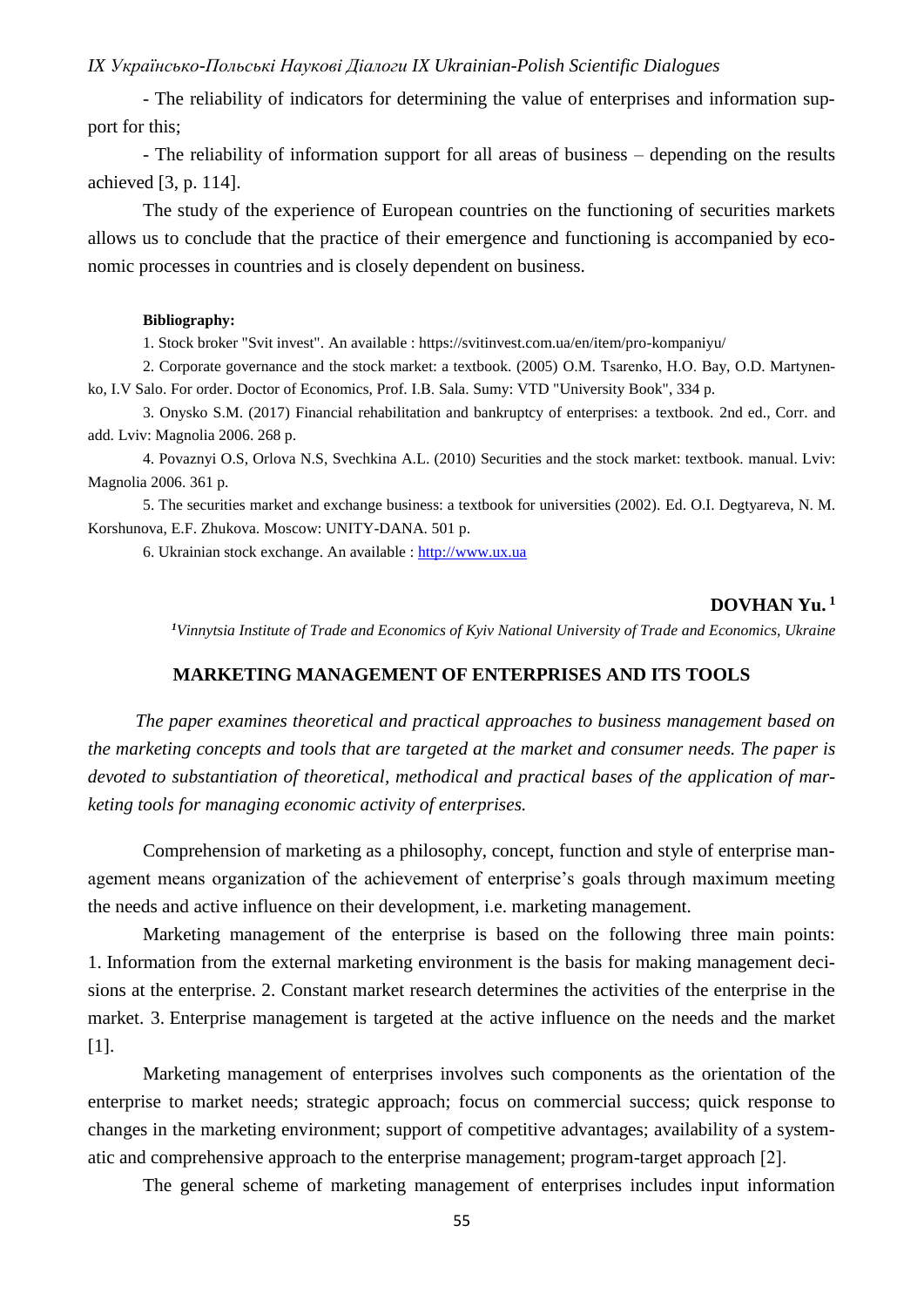- The reliability of indicators for determining the value of enterprises and information support for this;

- The reliability of information support for all areas of business – depending on the results achieved [3, p. 114].

The study of the experience of European countries on the functioning of securities markets allows us to conclude that the practice of their emergence and functioning is accompanied by economic processes in countries and is closely dependent on business.

**Bibliography:**

1. Stock broker "Svit invest". An available : https://svitinvest.com.ua/en/item/pro-kompaniyu/
2. Corporate governance and the stock market: a textbook. (2005) O.M. Tsarenko, H.O. Bay, O.D. Martynenko, I.V Salo. For order. Doctor of Economics, Prof. I.B. Sala. Sumy: VTD "University Book", 334 p.
3. Onysko S.M. (2017) Financial rehabilitation and bankruptcy of enterprises: a textbook. 2nd ed., Corr. and add. Lviv: Magnolia 2006. 268 p.
4. Povaznyi O.S, Orlova N.S, Svechkina A.L. (2010) Securities and the stock market: textbook. manual. Lviv: Magnolia 2006. 361 p.
5. The securities market and exchange business: a textbook for universities (2002). Ed. O.I. Degtyareva, N. M. Korshunova, E.F. Zhukova. Moscow: UNITY-DANA. 501 p.
6. Ukrainian stock exchange. An available : http://www.ux.ua

**DOVHAN Yu.** [1]

*[1]Vinnytsia Institute of Trade and Economics of Kyiv National University of Trade and Economics, Ukraine*

## MARKETING MANAGEMENT OF ENTERPRISES AND ITS TOOLS

*The paper examines theoretical and practical approaches to business management based on the marketing concepts and tools that are targeted at the market and consumer needs. The paper is devoted to substantiation of theoretical, methodical and practical bases of the application of marketing tools for managing economic activity of enterprises.*

Comprehension of marketing as a philosophy, concept, function and style of enterprise management means organization of the achievement of enterprise's goals through maximum meeting the needs and active influence on their development, i.e. marketing management.

Marketing management of the enterprise is based on the following three main points: 1. Information from the external marketing environment is the basis for making management decisions at the enterprise. 2. Constant market research determines the activities of the enterprise in the market. 3. Enterprise management is targeted at the active influence on the needs and the market [1].

Marketing management of enterprises involves such components as the orientation of the enterprise to market needs; strategic approach; focus on commercial success; quick response to changes in the marketing environment; support of competitive advantages; availability of a systematic and comprehensive approach to the enterprise management; program-target approach [2].

The general scheme of marketing management of enterprises includes input information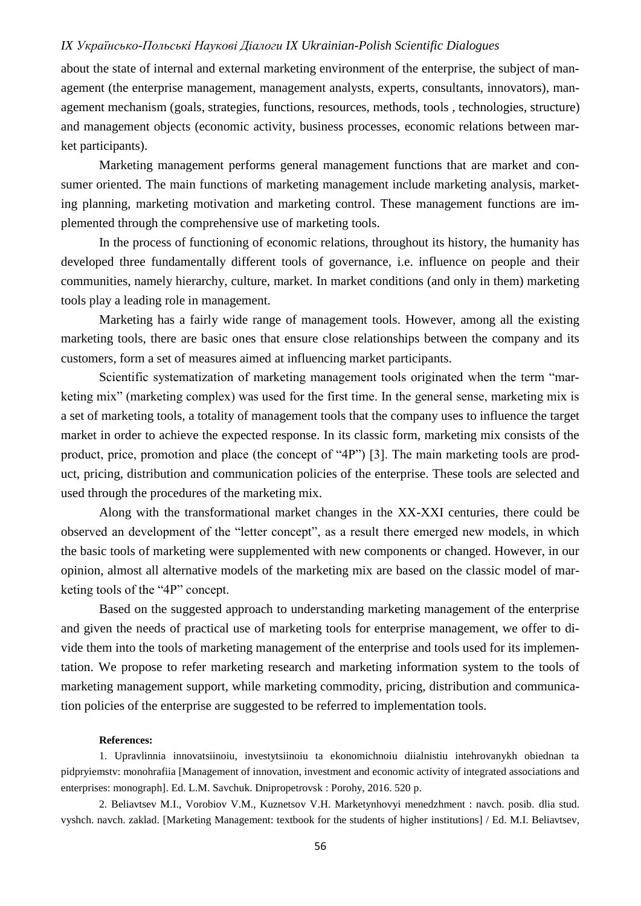about the state of internal and external marketing environment of the enterprise, the subject of management (the enterprise management, management analysts, experts, consultants, innovators), management mechanism (goals, strategies, functions, resources, methods, tools , technologies, structure) and management objects (economic activity, business processes, economic relations between market participants).

Marketing management performs general management functions that are market and consumer oriented. The main functions of marketing management include marketing analysis, marketing planning, marketing motivation and marketing control. These management functions are implemented through the comprehensive use of marketing tools.

In the process of functioning of economic relations, throughout its history, the humanity has developed three fundamentally different tools of governance, i.e. influence on people and their communities, namely hierarchy, culture, market. In market conditions (and only in them) marketing tools play a leading role in management.

Marketing has a fairly wide range of management tools. However, among all the existing marketing tools, there are basic ones that ensure close relationships between the company and its customers, form a set of measures aimed at influencing market participants.

Scientific systematization of marketing management tools originated when the term "marketing mix" (marketing complex) was used for the first time. In the general sense, marketing mix is a set of marketing tools, a totality of management tools that the company uses to influence the target market in order to achieve the expected response. In its classic form, marketing mix consists of the product, price, promotion and place (the concept of "4P") [3]. The main marketing tools are product, pricing, distribution and communication policies of the enterprise. These tools are selected and used through the procedures of the marketing mix.

Along with the transformational market changes in the XX-XXI centuries, there could be observed an development of the "letter concept", as a result there emerged new models, in which the basic tools of marketing were supplemented with new components or changed. However, in our opinion, almost all alternative models of the marketing mix are based on the classic model of marketing tools of the "4P" concept.

Based on the suggested approach to understanding marketing management of the enterprise and given the needs of practical use of marketing tools for enterprise management, we offer to divide them into the tools of marketing management of the enterprise and tools used for its implementation. We propose to refer marketing research and marketing information system to the tools of marketing management support, while marketing commodity, pricing, distribution and communication policies of the enterprise are suggested to be referred to implementation tools.

**References:**

1. Upravlinnia innovatsiinoiu, investytsiinoiu ta ekonomichnoiu diialnistiu intehrovanykh obiednan ta pidpryiemstv: monohrafiia [Management of innovation, investment and economic activity of integrated associations and enterprises: monograph]. Ed. L.M. Savchuk. Dnipropetrovsk : Porohy, 2016. 520 p.

2. Beliavtsev M.I., Vorobiov V.M., Kuznetsov V.H. Marketynhovyi menedzhment : navch. posib. dlia stud. vyshch. navch. zaklad. [Marketing Management: textbook for the students of higher institutions] / Ed. M.I. Beliavtsev,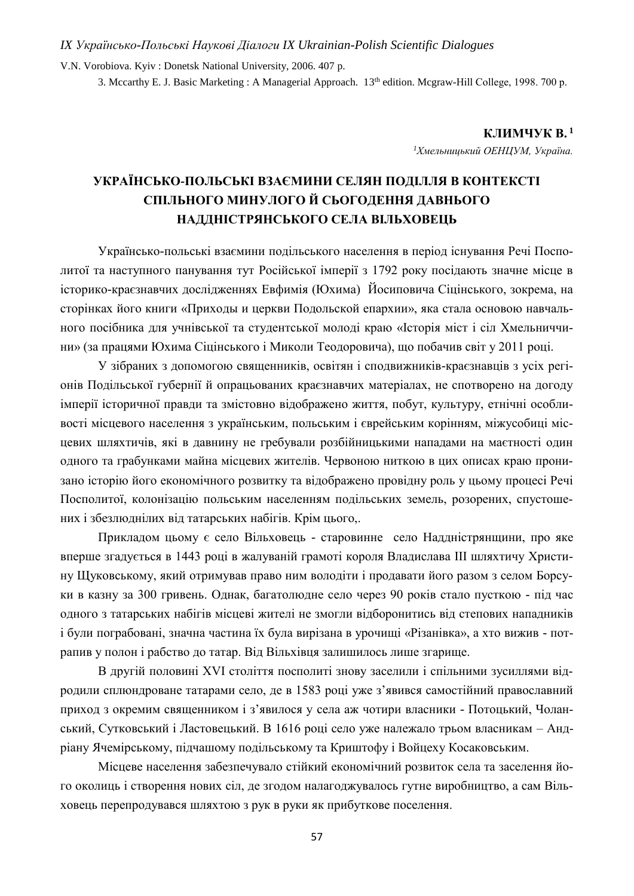V.N. Vorobiova. Kyiv : Donetsk National University, 2006. 407 p.

3. Mccarthy E. J. Basic Marketing : A Managerial Approach. 13th edition. Mcgraw-Hill College, 1998. 700 p.

**КЛИМЧУК В.[1]**

*[1]Хмельницький ОЕНЦУМ, Україна.*

# УКРАЇНСЬКО-ПОЛЬСЬКІ ВЗАЄМИНИ СЕЛЯН ПОДІЛЛЯ В КОНТЕКСТІ СПІЛЬНОГО МИНУЛОГО Й СЬОГОДЕННЯ ДАВНЬОГО НАДДНІСТРЯНСЬКОГО СЕЛА ВІЛЬХОВЕЦЬ

Українсько-польські взаємини подільського населення в період існування Речі Посполитої та наступного панування тут Російської імперії з 1792 року посідають значне місце в історико-краєзнавчих дослідженнях Евфимія (Юхима) Йосиповича Сіцінського, зокрема, на сторінках його книги «Приходы и церкви Подольской епархии», яка стала основою навчального посібника для учнівської та студентської молоді краю «Історія міст і сіл Хмельниччини» (за працями Юхима Сіцінського і Миколи Теодоровича), що побачив світ у 2011 році.

У зібраних з допомогою священників, освітян і сподвижників-краєзнавців з усіх регіонів Подільської губернії й опрацьованих краєзнавчих матеріалах, не спотворено на догоду імперії історичної правди та змістовно відображено життя, побут, культуру, етнічні особливості місцевого населення з українським, польським і єврейським корінням, міжусобиці місцевих шляхтичів, які в давнину не гребували розбійницькими нападами на маєтності один одного та грабунками майна місцевих жителів. Червоною ниткою в цих описах краю пронизано історію його економічного розвитку та відображено провідну роль у цьому процесі Речі Посполитої, колонізацію польським населенням подільських земель, розорених, спустошених і збезлюднілих від татарських набігів. Крім цього,.

Прикладом цьому є село Вільховець - старовинне село Наддністрянщини, про яке вперше згадується в 1443 році в жалуваній грамоті короля Владислава ІІІ шляхтичу Християну Щуковському, який отримував право ним володіти і продавати його разом з селом Борсуки в казну за 300 гривень. Однак, багатолюдне село через 90 років стало пусткою - під час одного з татарських набігів місцеві жителі не змогли відборонитись від степових нападників і були пограбовані, значна частина їх була вирізана в урочищі «Різанівка», а хто вижив - потрапив у полон і рабство до татар. Від Вільхівця залишилось лише згарище.

В другій половині XVI століття посполиті знову заселили і спільними зусиллями відродили сплюндроване татарами село, де в 1583 році уже з'явився самостійний православний приход з окремим священником і з'явилося у села аж чотири власники - Потоцький, Чоланський, Сутковський і Ластовецький. В 1616 році село уже належало трьом власникам – Андріану Ячемірському, підчашому подільському та Криштофу і Войцеху Косаковським.

Місцеве населення забезпечувало стійкий економічний розвиток села та заселення його околиць і створення нових сіл, де згодом налагоджувалось гутне виробництво, а сам Вільховець перепродувався шляхтою з рук в руки як прибуткове поселення.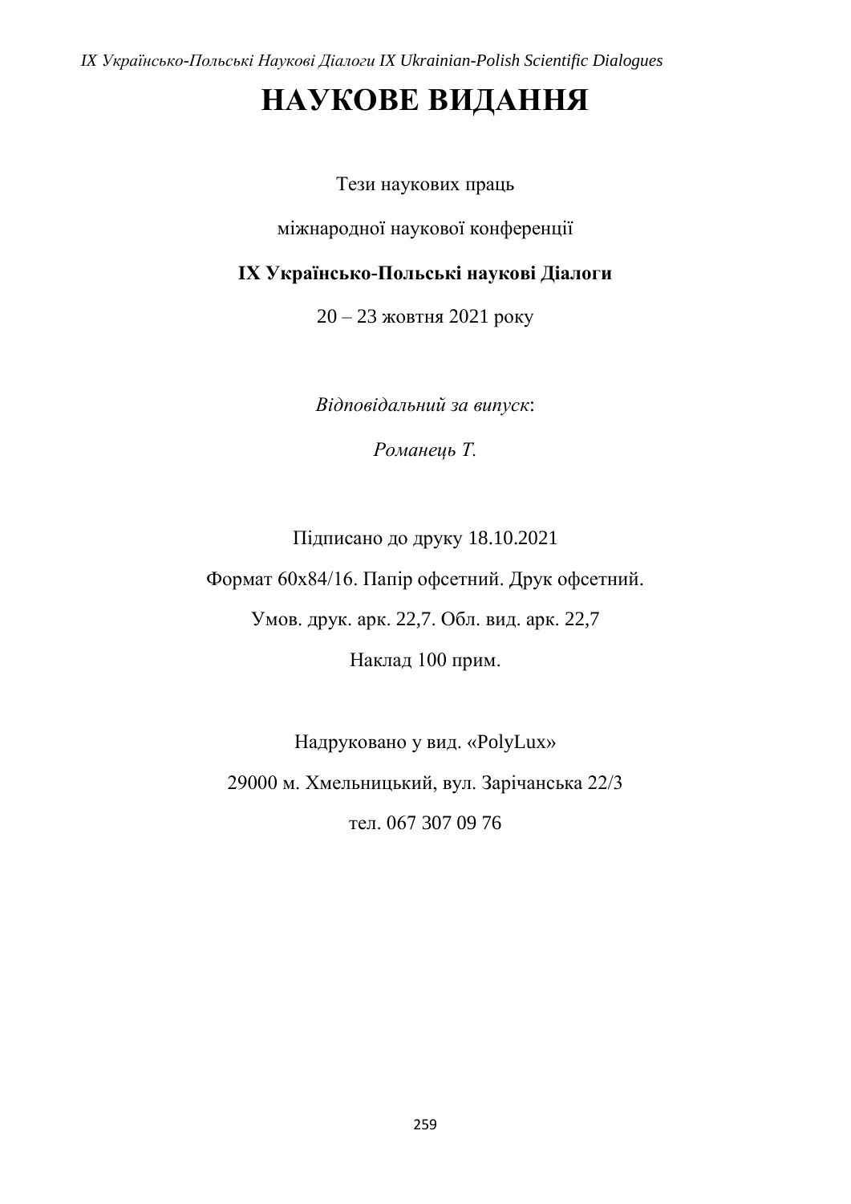# НАУКОВЕ ВИДАННЯ

Тези наукових праць

міжнародної наукової конференції

**IX Українсько-Польські наукові Діалоги**

20 – 23 жовтня 2021 року

*Відповідальний за випуск*:

*Романець Т.*

Підписано до друку 18.10.2021

Формат 60х84/16. Папір офсетний. Друк офсетний.

Умов. друк. арк. 22,7. Обл. вид. арк. 22,7

Наклад 100 прим.

Надруковано у вид. «PolyLux»

29000 м. Хмельницький, вул. Зарічанська 22/3

тел. 067 307 09 76